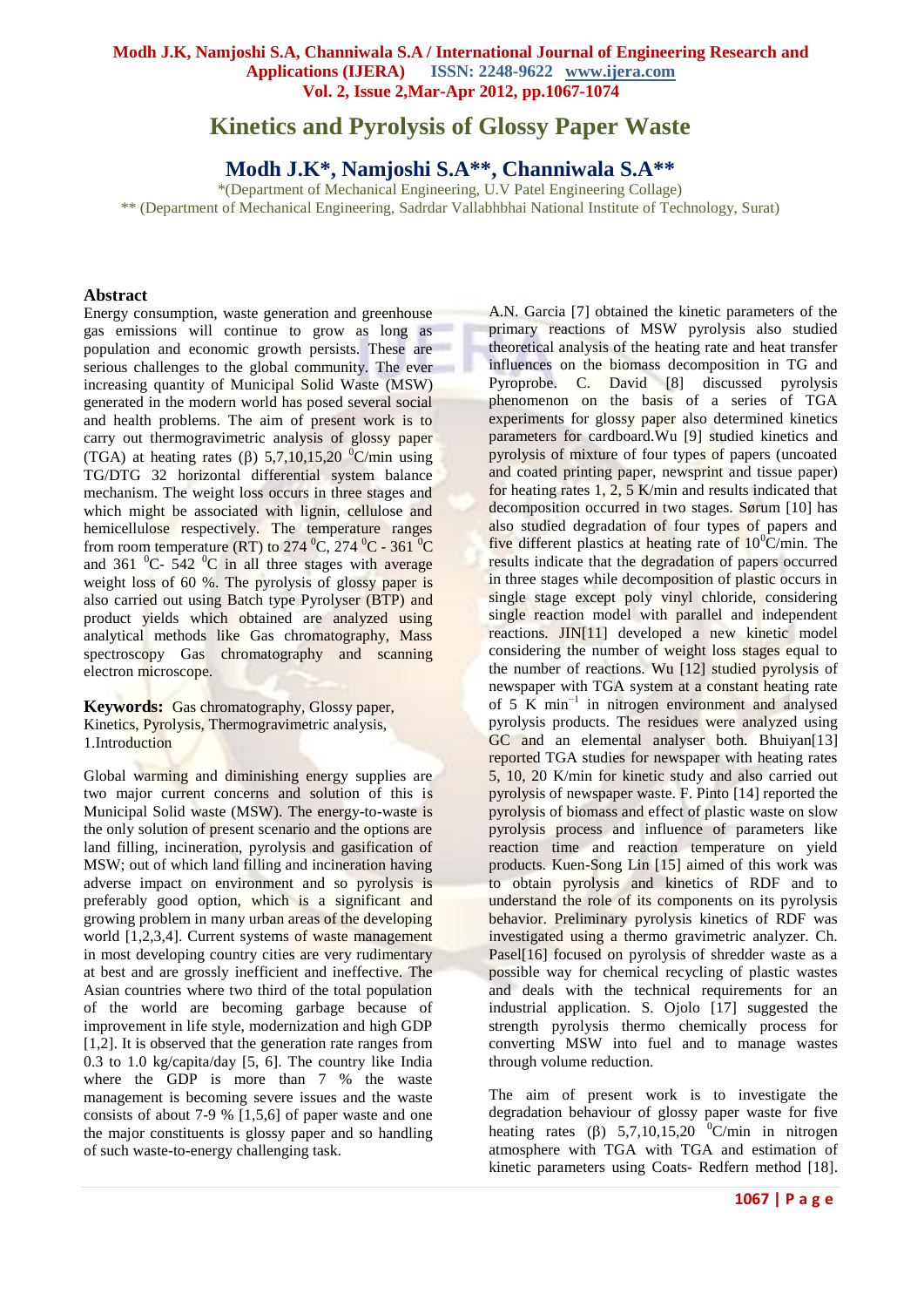# Kinetics and Pyrolysis of Glossy Paper Waste

## Modh J.K*, Namjoshi S.A**, Channiwala S.A**

*(Department of Mechanical Engineering, U.V Patel Engineering Collage)
** (Department of Mechanical Engineering, Sadrdar Vallabhbhai National Institute of Technology, Surat)

### Abstract

Energy consumption, waste generation and greenhouse gas emissions will continue to grow as long as population and economic growth persists. These are serious challenges to the global community. The ever increasing quantity of Municipal Solid Waste (MSW) generated in the modern world has posed several social and health problems. The aim of present work is to carry out thermogravimetric analysis of glossy paper (TGA) at heating rates (β) 5,7,10,15,20 $^0$C/min using TG/DTG 32 horizontal differential system balance mechanism. The weight loss occurs in three stages and which might be associated with lignin, cellulose and hemicellulose respectively. The temperature ranges from room temperature (RT) to 274 $^0$C, 274 $^0$C - 361 $^0$C and 361 $^0$C- 542 $^0$C in all three stages with average weight loss of 60 %. The pyrolysis of glossy paper is also carried out using Batch type Pyrolyser (BTP) and product yields which obtained are analyzed using analytical methods like Gas chromatography, Mass spectroscopy Gas chromatography and scanning electron microscope.

**Keywords:** Gas chromatography, Glossy paper, Kinetics, Pyrolysis, Thermogravimetric analysis,

1.Introduction

Global warming and diminishing energy supplies are two major current concerns and solution of this is Municipal Solid waste (MSW). The energy-to-waste is the only solution of present scenario and the options are land filling, incineration, pyrolysis and gasification of MSW; out of which land filling and incineration having adverse impact on environment and so pyrolysis is preferably good option, which is a significant and growing problem in many urban areas of the developing world [1,2,3,4]. Current systems of waste management in most developing country cities are very rudimentary at best and are grossly inefficient and ineffective. The Asian countries where two third of the total population of the world are becoming garbage because of improvement in life style, modernization and high GDP [1,2]. It is observed that the generation rate ranges from 0.3 to 1.0 kg/capita/day [5, 6]. The country like India where the GDP is more than 7 % the waste management is becoming severe issues and the waste consists of about 7-9 % [1,5,6] of paper waste and one the major constituents is glossy paper and so handling of such waste-to-energy challenging task.

A.N. Garcia [7] obtained the kinetic parameters of the primary reactions of MSW pyrolysis also studied theoretical analysis of the heating rate and heat transfer influences on the biomass decomposition in TG and Pyroprobe. C. David [8] discussed pyrolysis phenomenon on the basis of a series of TGA experiments for glossy paper also determined kinetics parameters for cardboard.Wu [9] studied kinetics and pyrolysis of mixture of four types of papers (uncoated and coated printing paper, newsprint and tissue paper) for heating rates 1, 2, 5 K/min and results indicated that decomposition occurred in two stages. Sørum [10] has also studied degradation of four types of papers and five different plastics at heating rate of 10$^0$C/min. The results indicate that the degradation of papers occurred in three stages while decomposition of plastic occurs in single stage except poly vinyl chloride, considering single reaction model with parallel and independent reactions. JIN[11] developed a new kinetic model considering the number of weight loss stages equal to the number of reactions. Wu [12] studied pyrolysis of newspaper with TGA system at a constant heating rate of 5 K min$^{-1}$ in nitrogen environment and analysed pyrolysis products. The residues were analyzed using GC and an elemental analyser both. Bhuiyan[13] reported TGA studies for newspaper with heating rates 5, 10, 20 K/min for kinetic study and also carried out pyrolysis of newspaper waste. F. Pinto [14] reported the pyrolysis of biomass and effect of plastic waste on slow pyrolysis process and influence of parameters like reaction time and reaction temperature on yield products. Kuen-Song Lin [15] aimed of this work was to obtain pyrolysis and kinetics of RDF and to understand the role of its components on its pyrolysis behavior. Preliminary pyrolysis kinetics of RDF was investigated using a thermo gravimetric analyzer. Ch. Pasel[16] focused on pyrolysis of shredder waste as a possible way for chemical recycling of plastic wastes and deals with the technical requirements for an industrial application. S. Ojolo [17] suggested the strength pyrolysis thermo chemically process for converting MSW into fuel and to manage wastes through volume reduction.

The aim of present work is to investigate the degradation behaviour of glossy paper waste for five heating rates (β) 5,7,10,15,20 $^0$C/min in nitrogen atmosphere with TGA with TGA and estimation of kinetic parameters using Coats- Redfern method [18].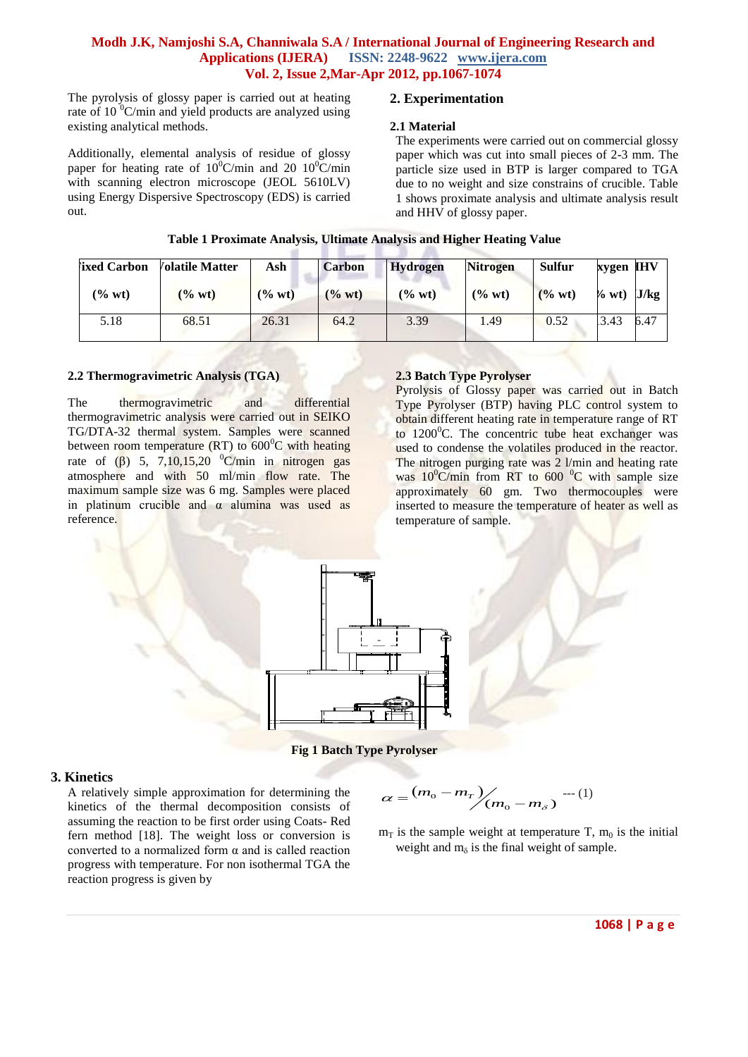The pyrolysis of glossy paper is carried out at heating rate of 10 $^0$C/min and yield products are analyzed using existing analytical methods.

Additionally, elemental analysis of residue of glossy paper for heating rate of 10$^0$C/min and 20 10$^0$C/min with scanning electron microscope (JEOL 5610LV) using Energy Dispersive Spectroscopy (EDS) is carried out.

## 2. Experimentation

### 2.1 Material

The experiments were carried out on commercial glossy paper which was cut into small pieces of 2-3 mm. The particle size used in BTP is larger compared to TGA due to no weight and size constrains of crucible. Table 1 shows proximate analysis and ultimate analysis result and HHV of glossy paper.

**Table 1 Proximate Analysis, Ultimate Analysis and Higher Heating Value**

| ixed Carbon (% wt) | /olatile Matter (% wt) | Ash (% wt) | Carbon (% wt) | Hydrogen (% wt) | Nitrogen (% wt) | Sulfur (% wt) | xygen % wt) | IHV J/kg |
|---|---|---|---|---|---|---|---|---|
| 5.18 | 68.51 | 26.31 | 64.2 | 3.39 | 1.49 | 0.52 | 3.43 | 6.47 |

### 2.2 Thermogravimetric Analysis (TGA)

The thermogravimetric and differential thermogravimetric analysis were carried out in SEIKO TG/DTA-32 thermal system. Samples were scanned between room temperature (RT) to 600$^0$C with heating rate of ($\beta$) 5, 7,10,15,20 $^0$C/min in nitrogen gas atmosphere and with 50 ml/min flow rate. The maximum sample size was 6 mg. Samples were placed in platinum crucible and $\alpha$ alumina was used as reference.

### 2.3 Batch Type Pyrolyser

Pyrolysis of Glossy paper was carried out in Batch Type Pyrolyser (BTP) having PLC control system to obtain different heating rate in temperature range of RT to 1200$^0$C. The concentric tube heat exchanger was used to condense the volatiles produced in the reactor. The nitrogen purging rate was 2 l/min and heating rate was 10$^0$C/min from RT to 600 $^0$C with sample size approximately 60 gm. Two thermocouples were inserted to measure the temperature of heater as well as temperature of sample.

**Fig 1 Batch Type Pyrolyser**

## 3. Kinetics

A relatively simple approximation for determining the kinetics of the thermal decomposition consists of assuming the reaction to be first order using Coats- Red fern method [18]. The weight loss or conversion is converted to a normalized form $\alpha$ and is called reaction progress with temperature. For non isothermal TGA the reaction progress is given by

$$\alpha = \frac{(m_0 - m_T)}{(m_0 - m_\delta)} \quad \text{--- (1)}$$

$m_T$ is the sample weight at temperature T, $m_0$ is the initial weight and $m_\delta$ is the final weight of sample.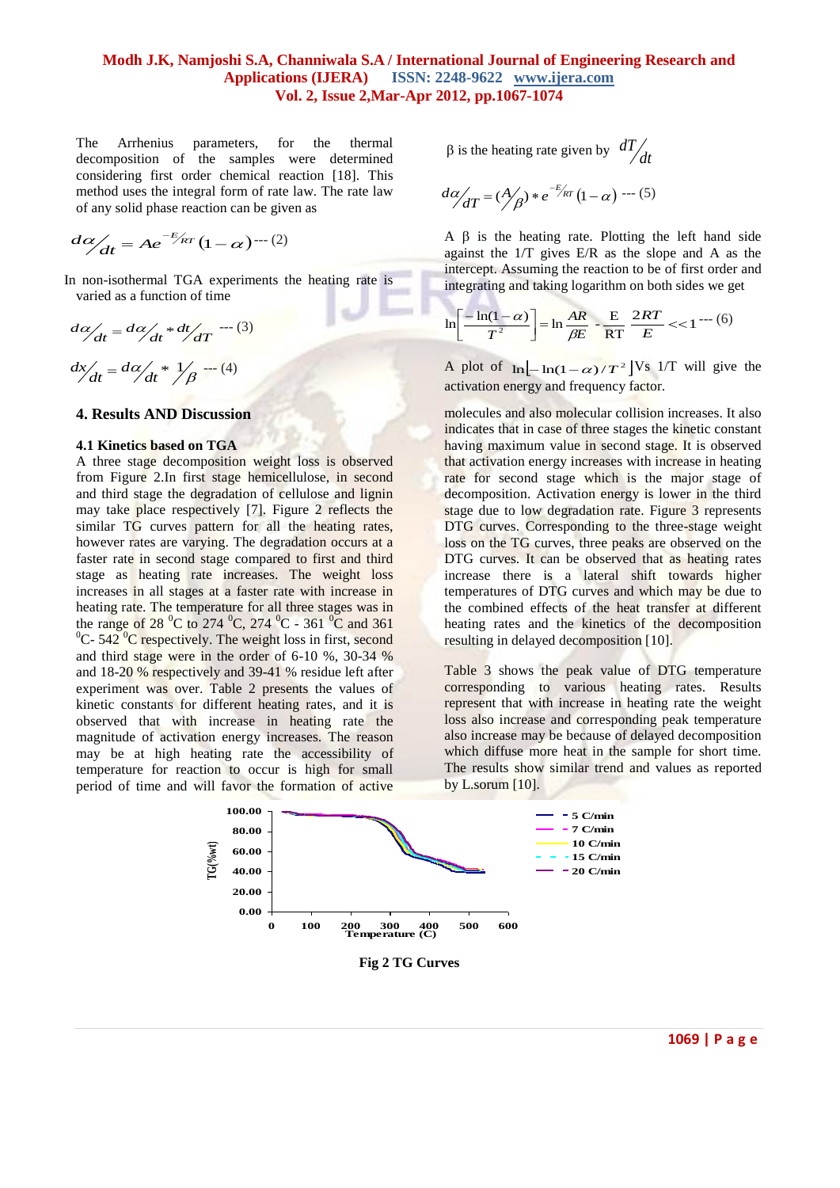The Arrhenius parameters, for the thermal decomposition of the samples were determined considering first order chemical reaction [18]. This method uses the integral form of rate law. The rate law of any solid phase reaction can be given as

$$\frac{d\alpha}{dt} = Ae^{-E/RT}(1-\alpha) \text{ --- (2)}$$

In non-isothermal TGA experiments the heating rate is varied as a function of time

$$\frac{d\alpha}{dt} = \frac{d\alpha}{dt} * \frac{dt}{dT} \text{ --- (3)}$$

$$\frac{dx}{dt} = \frac{d\alpha}{dt} * \frac{1}{\beta} \text{ --- (4)}$$

β is the heating rate given by $\frac{dT}{dt}$

$$\frac{d\alpha}{dT} = \left(\frac{A}{\beta}\right) * e^{-E/RT}(1-\alpha) \text{ --- (5)}$$

A β is the heating rate. Plotting the left hand side against the 1/T gives E/R as the slope and A as the intercept. Assuming the reaction to be of first order and integrating and taking logarithm on both sides we get

$$\ln\left[\frac{-\ln(1-\alpha)}{T^2}\right] = \ln\frac{AR}{\beta E} - \frac{E}{RT} \quad \frac{2RT}{E} << 1 \text{ --- (6)}$$

A plot of $\ln\left[-\ln(1-\alpha)/T^2\right]$ Vs 1/T will give the activation energy and frequency factor.

## 4. Results AND Discussion

### 4.1 Kinetics based on TGA

A three stage decomposition weight loss is observed from Figure 2.In first stage hemicellulose, in second and third stage the degradation of cellulose and lignin may take place respectively [7]. Figure 2 reflects the similar TG curves pattern for all the heating rates, however rates are varying. The degradation occurs at a faster rate in second stage compared to first and third stage as heating rate increases. The weight loss increases in all stages at a faster rate with increase in heating rate. The temperature for all three stages was in the range of 28 $^0$C to 274 $^0$C, 274 $^0$C - 361 $^0$C and 361 $^0$C- 542 $^0$C respectively. The weight loss in first, second and third stage were in the order of 6-10 %, 30-34 % and 18-20 % respectively and 39-41 % residue left after experiment was over. Table 2 presents the values of kinetic constants for different heating rates, and it is observed that with increase in heating rate the magnitude of activation energy increases. The reason may be at high heating rate the accessibility of temperature for reaction to occur is high for small period of time and will favor the formation of active molecules and also molecular collision increases. It also indicates that in case of three stages the kinetic constant having maximum value in second stage. It is observed that activation energy increases with increase in heating rate for second stage which is the major stage of decomposition. Activation energy is lower in the third stage due to low degradation rate. Figure 3 represents DTG curves. Corresponding to the three-stage weight loss on the TG curves, three peaks are observed on the DTG curves. It can be observed that as heating rates increase there is a lateral shift towards higher temperatures of DTG curves and which may be due to the combined effects of the heat transfer at different heating rates and the kinetics of the decomposition resulting in delayed decomposition [10].

Table 3 shows the peak value of DTG temperature corresponding to various heating rates. Results represent that with increase in heating rate the weight loss also increase and corresponding peak temperature also increase may be because of delayed decomposition which diffuse more heat in the sample for short time. The results show similar trend and values as reported by L.sorum [10].

TG(%wt)
100.00
80.00
60.00
40.00
20.00
0.00
0 100 200 300 400 500 600
Temperature (C)
5 C/min
7 C/min
10 C/min
15 C/min
20 C/min

**Fig 2 TG Curves**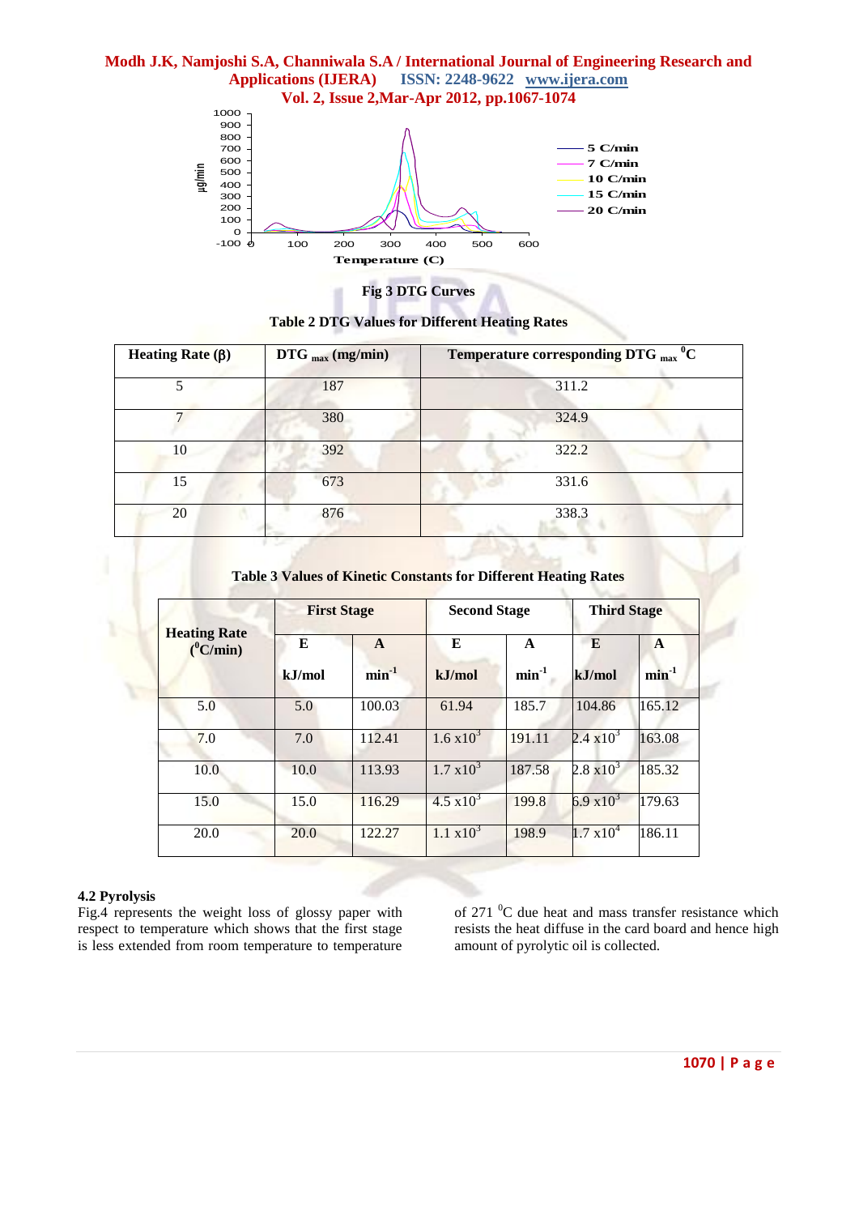1000
900
800
700
600
500
400
300
200
100
0
-100

μg/min

0 100 200 300 400 500 600

Temperature (C)

5 C/min
7 C/min
10 C/min
15 C/min
20 C/min

**Fig 3 DTG Curves**

**Table 2 DTG Values for Different Heating Rates**

| Heating Rate (β) | DTG $_{max}$ (mg/min) | Temperature corresponding DTG $_{max}$ $^0$C |
|---|---|---|
| 5 | 187 | 311.2 |
| 7 | 380 | 324.9 |
| 10 | 392 | 322.2 |
| 15 | 673 | 331.6 |
| 20 | 876 | 338.3 |

**Table 3 Values of Kinetic Constants for Different Heating Rates**

| Heating Rate ($^0$C/min) | First Stage | | Second Stage | | Third Stage | |
|---|---|---|---|---|---|---|
| | E kJ/mol | A min$^{-1}$ | E kJ/mol | A min$^{-1}$ | E kJ/mol | A min$^{-1}$ |
| 5.0 | 5.0 | 100.03 | 61.94 | 185.7 | 104.86 | 165.12 |
| 7.0 | 7.0 | 112.41 | 1.6 x10$^3$ | 191.11 | 2.4 x10$^3$ | 163.08 |
| 10.0 | 10.0 | 113.93 | 1.7 x10$^3$ | 187.58 | 2.8 x10$^3$ | 185.32 |
| 15.0 | 15.0 | 116.29 | 4.5 x10$^3$ | 199.8 | 6.9 x10$^3$ | 179.63 |
| 20.0 | 20.0 | 122.27 | 1.1 x10$^3$ | 198.9 | 1.7 x10$^4$ | 186.11 |

### 4.2 Pyrolysis

Fig.4 represents the weight loss of glossy paper with respect to temperature which shows that the first stage is less extended from room temperature to temperature of 271 $^0$C due heat and mass transfer resistance which resists the heat diffuse in the card board and hence high amount of pyrolytic oil is collected.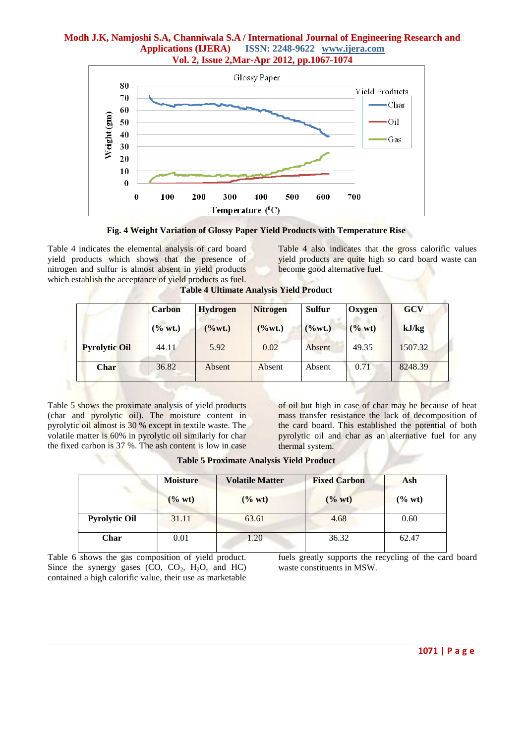Glossy Paper

80
70
60
50
40
30
20
10
0

Weight (gm)

0 100 200 300 400 500 600 700

Temperature ($^0$C)

Yield Products

Char

Oil

Gas

**Fig. 4 Weight Variation of Glossy Paper Yield Products with Temperature Rise**

Table 4 indicates the elemental analysis of card board yield products which shows that the presence of nitrogen and sulfur is almost absent in yield products which establish the acceptance of yield products as fuel. Table 4 also indicates that the gross calorific values yield products are quite high so card board waste can become good alternative fuel.

**Table 4 Ultimate Analysis Yield Product**

| | Carbon (% wt.) | Hydrogen (%wt.) | Nitrogen (%wt.) | Sulfur (%wt.) | Oxygen (% wt) | GCV kJ/kg |
|---|---|---|---|---|---|---|
| **Pyrolytic Oil** | 44.11 | 5.92 | 0.02 | Absent | 49.35 | 1507.32 |
| **Char** | 36.82 | Absent | Absent | Absent | 0.71 | 8248.39 |

Table 5 shows the proximate analysis of yield products (char and pyrolytic oil). The moisture content in pyrolytic oil almost is 30 % except in textile waste. The volatile matter is 60% in pyrolytic oil similarly for char the fixed carbon is 37 %. The ash content is low in case of oil but high in case of char may be because of heat mass transfer resistance the lack of decomposition of the card board. This established the potential of both pyrolytic oil and char as an alternative fuel for any thermal system.

**Table 5 Proximate Analysis Yield Product**

| | Moisture (% wt) | Volatile Matter (% wt) | Fixed Carbon (% wt) | Ash (% wt) |
|---|---|---|---|---|
| **Pyrolytic Oil** | 31.11 | 63.61 | 4.68 | 0.60 |
| **Char** | 0.01 | 1.20 | 36.32 | 62.47 |

Table 6 shows the gas composition of yield product. Since the synergy gases (CO, $CO_2$, $H_2O$, and HC) contained a high calorific value, their use as marketable fuels greatly supports the recycling of the card board waste constituents in MSW.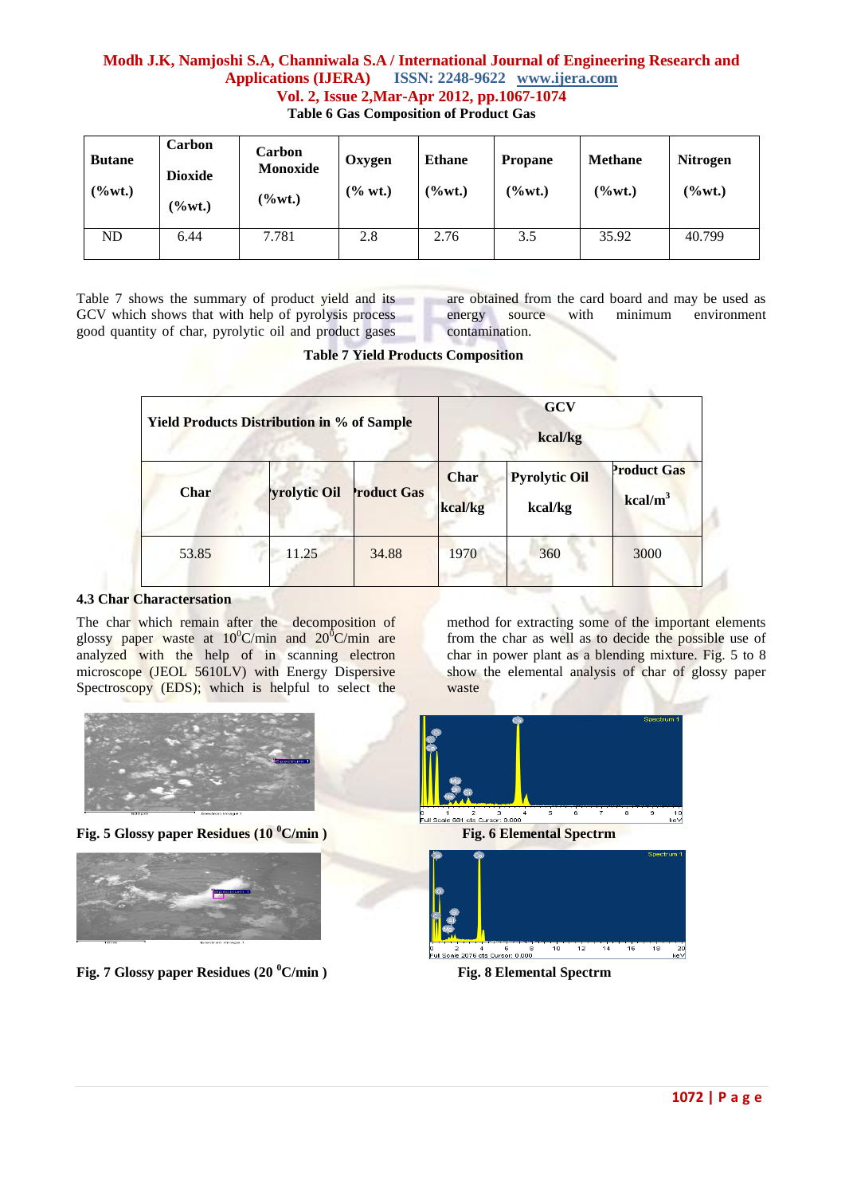Table 6 Gas Composition of Product Gas

| Butane (%wt.) | Carbon Dioxide (%wt.) | Carbon Monoxide (%wt.) | Oxygen (% wt.) | Ethane (%wt.) | Propane (%wt.) | Methane (%wt.) | Nitrogen (%wt.) |
|---|---|---|---|---|---|---|---|
| ND | 6.44 | 7.781 | 2.8 | 2.76 | 3.5 | 35.92 | 40.799 |

Table 7 shows the summary of product yield and its GCV which shows that with help of pyrolysis process good quantity of char, pyrolytic oil and product gases are obtained from the card board and may be used as energy source with minimum environment contamination.

Table 7 Yield Products Composition

| Yield Products Distribution in % of Sample | | | GCV kcal/kg | | |
|---|---|---|---|---|---|
| Char | Pyrolytic Oil | Product Gas | Char kcal/kg | Pyrolytic Oil kcal/kg | Product Gas kcal/$m^3$ |
| 53.85 | 11.25 | 34.88 | 1970 | 360 | 3000 |

### 4.3 Char Charactersation

The char which remain after the decomposition of glossy paper waste at $10^0$C/min and $20^0$C/min are analyzed with the help of in scanning electron microscope (JEOL 5610LV) with Energy Dispersive Spectroscopy (EDS); which is helpful to select the method for extracting some of the important elements from the char as well as to decide the possible use of char in power plant as a blending mixture. Fig. 5 to 8 show the elemental analysis of char of glossy paper waste

Fig. 5 Glossy paper Residues (10 $^0$C/min )

Fig. 6 Elemental Spectrm

Fig. 7 Glossy paper Residues (20 $^0$C/min )

Fig. 8 Elemental Spectrm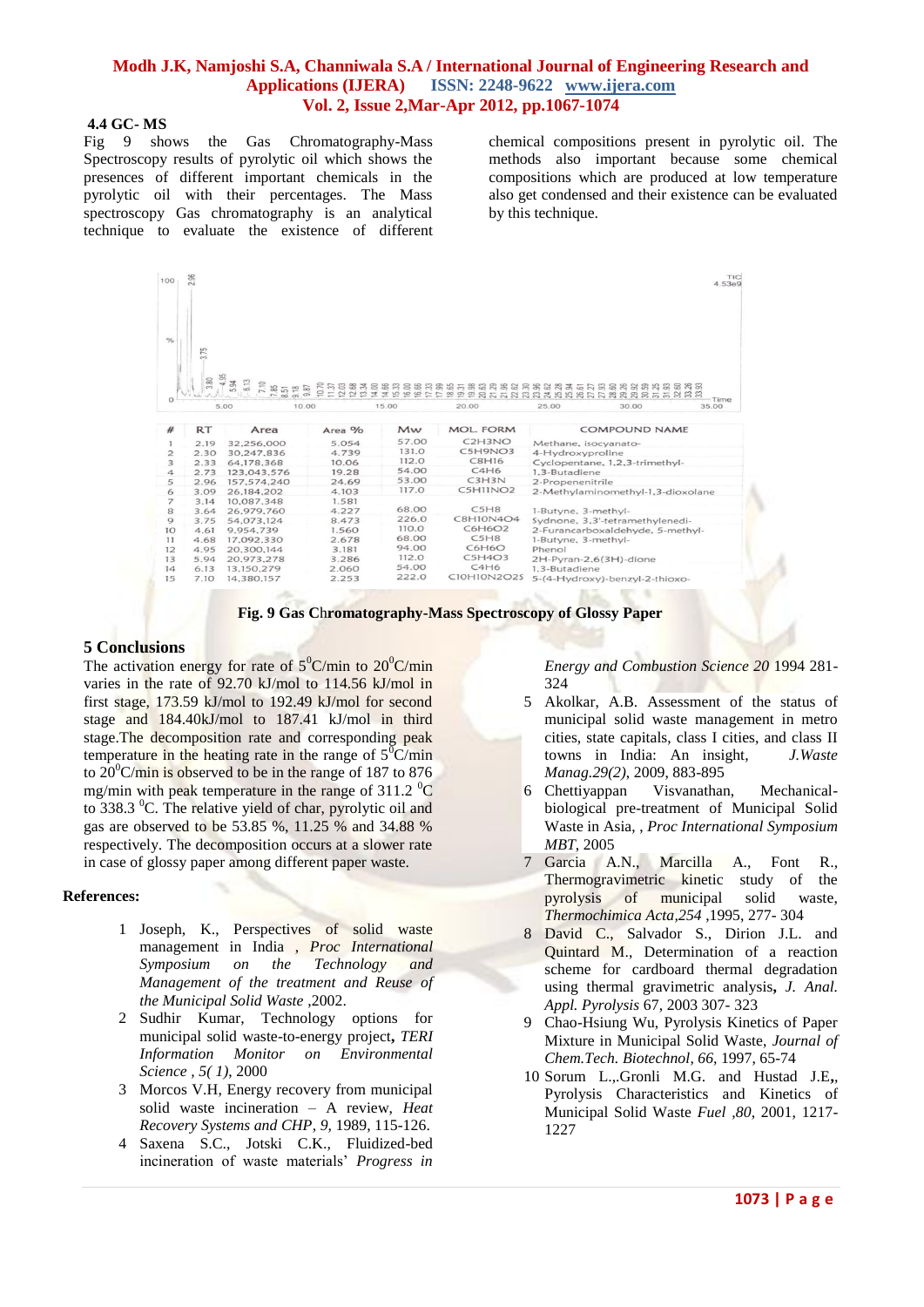### 4.4 GC- MS

Fig 9 shows the Gas Chromatography-Mass Spectroscopy results of pyrolytic oil which shows the presences of different important chemicals in the pyrolytic oil with their percentages. The Mass spectroscopy Gas chromatography is an analytical technique to evaluate the existence of different chemical compositions present in pyrolytic oil. The methods also important because some chemical compositions which are produced at low temperature also get condensed and their existence can be evaluated by this technique.

100

%

0

TIC
4.53e9

2.96
3.75
3.80
4.95
5.94
6.13
7.10
7.85
8.51
9.18
9.87
10.70
11.37
12.03
12.68
13.34
14.00
14.66
15.33
16.00
16.66
17.33
17.99
18.65
19.31
19.98
20.63
21.29
21.96
22.62
23.30
23.96
24.62
25.28
25.94
26.61
27.27
27.93
28.60
29.26
29.92
30.59
31.25
31.93
32.60
33.26
33.93

5.00 10.00 15.00 20.00 25.00 30.00 35.00 Time

| # | RT | Area | Area % | Mw | MOL. FORM | COMPOUND NAME |
|---|---|---|---|---|---|---|
| 1 | 2.19 | 32,256,000 | 5.054 | 57.00 | C2H3NO | Methane, isocyanato- |
| 2 | 2.30 | 30,247,836 | 4.739 | 131.0 | C5H9NO3 | 4-Hydroxyproline |
| 3 | 2.33 | 64,178,368 | 10.06 | 112.0 | C8H16 | Cyclopentane, 1,2,3-trimethyl- |
| 4 | 2.73 | 123,043,576 | 19.28 | 54.00 | C4H6 | 1,3-Butadiene |
| 5 | 2.96 | 157,574,240 | 24.69 | 53.00 | C3H3N | 2-Propenenitrile |
| 6 | 3.09 | 26,184,202 | 4.103 | 117.0 | C5H11NO2 | 2-Methylaminomethyl-1,3-dioxolane |
| 7 | 3.14 | 10,087,348 | 1.581 | | | |
| 8 | 3.64 | 26,979,760 | 4.227 | 68.00 | C5H8 | 1-Butyne, 3-methyl- |
| 9 | 3.75 | 54,073,124 | 8.473 | 226.0 | C8H10N4O4 | Sydnone, 3,3'-tetramethylenedi- |
| 10 | 4.61 | 9,954,739 | 1.560 | 110.0 | C6H6O2 | 2-Furancarboxaldehyde, 5-methyl- |
| 11 | 4.68 | 17,092,330 | 2.678 | 68.00 | C5H8 | 1-Butyne, 3-methyl- |
| 12 | 4.95 | 20,300,144 | 3.181 | 94.00 | C6H6O | Phenol |
| 13 | 5.94 | 20,973,278 | 3.286 | 112.0 | C5H4O3 | 2H-Pyran-2,6(3H)-dione |
| 14 | 6.13 | 13,150,279 | 2.060 | 54.00 | C4H6 | 1,3-Butadiene |
| 15 | 7.10 | 14,380,157 | 2.253 | 222.0 | C10H10N2O2S | 5-(4-Hydroxy)-benzyl-2-thioxo- |

**Fig. 9 Gas Chromatography-Mass Spectroscopy of Glossy Paper**

## 5 Conclusions

The activation energy for rate of $5^0$C/min to $20^0$C/min varies in the rate of 92.70 kJ/mol to 114.56 kJ/mol in first stage, 173.59 kJ/mol to 192.49 kJ/mol for second stage and 184.40kJ/mol to 187.41 kJ/mol in third stage.The decomposition rate and corresponding peak temperature in the heating rate in the range of $5^0$C/min to $20^0$C/min is observed to be in the range of 187 to 876 mg/min with peak temperature in the range of 311.2 $^0$C to 338.3 $^0$C. The relative yield of char, pyrolytic oil and gas are observed to be 53.85 %, 11.25 % and 34.88 % respectively. The decomposition occurs at a slower rate in case of glossy paper among different paper waste.

## References:

1. Joseph, K., Perspectives of solid waste management in India , *Proc International Symposium on the Technology and Management of the treatment and Reuse of the Municipal Solid Waste* ,2002.
2. Sudhir Kumar, Technology options for municipal solid waste-to-energy project, *TERI Information Monitor on Environmental Science , 5( 1)*, 2000
3. Morcos V.H, Energy recovery from municipal solid waste incineration – A review, *Heat Recovery Systems and CHP, 9*, 1989, 115-126.
4. Saxena S.C., Jotski C.K., Fluidized-bed incineration of waste materials' *Progress in Energy and Combustion Science 20* 1994 281-324
5. Akolkar, A.B. Assessment of the status of municipal solid waste management in metro cities, state capitals, class I cities, and class II towns in India: An insight, *J.Waste Manag.29(2)*, 2009, 883-895
6. Chettiyappan Visvanathan, Mechanical-biological pre-treatment of Municipal Solid Waste in Asia, , *Proc International Symposium MBT*, 2005
7. Garcia A.N., Marcilla A., Font R., Thermogravimetric kinetic study of the pyrolysis of municipal solid waste, *Thermochimica Acta,254* ,1995, 277- 304
8. David C., Salvador S., Dirion J.L. and Quintard M., Determination of a reaction scheme for cardboard thermal degradation using thermal gravimetric analysis**,** *J. Anal. Appl. Pyrolysis* 67, 2003 307- 323
9. Chao-Hsiung Wu, Pyrolysis Kinetics of Paper Mixture in Municipal Solid Waste, *Journal of Chem.Tech. Biotechnol, 66,* 1997, 65-74
10. Sorum L.,.Gronli M.G. and Hustad J.E**,**, Pyrolysis Characteristics and Kinetics of Municipal Solid Waste *Fuel ,80,* 2001, 1217-1227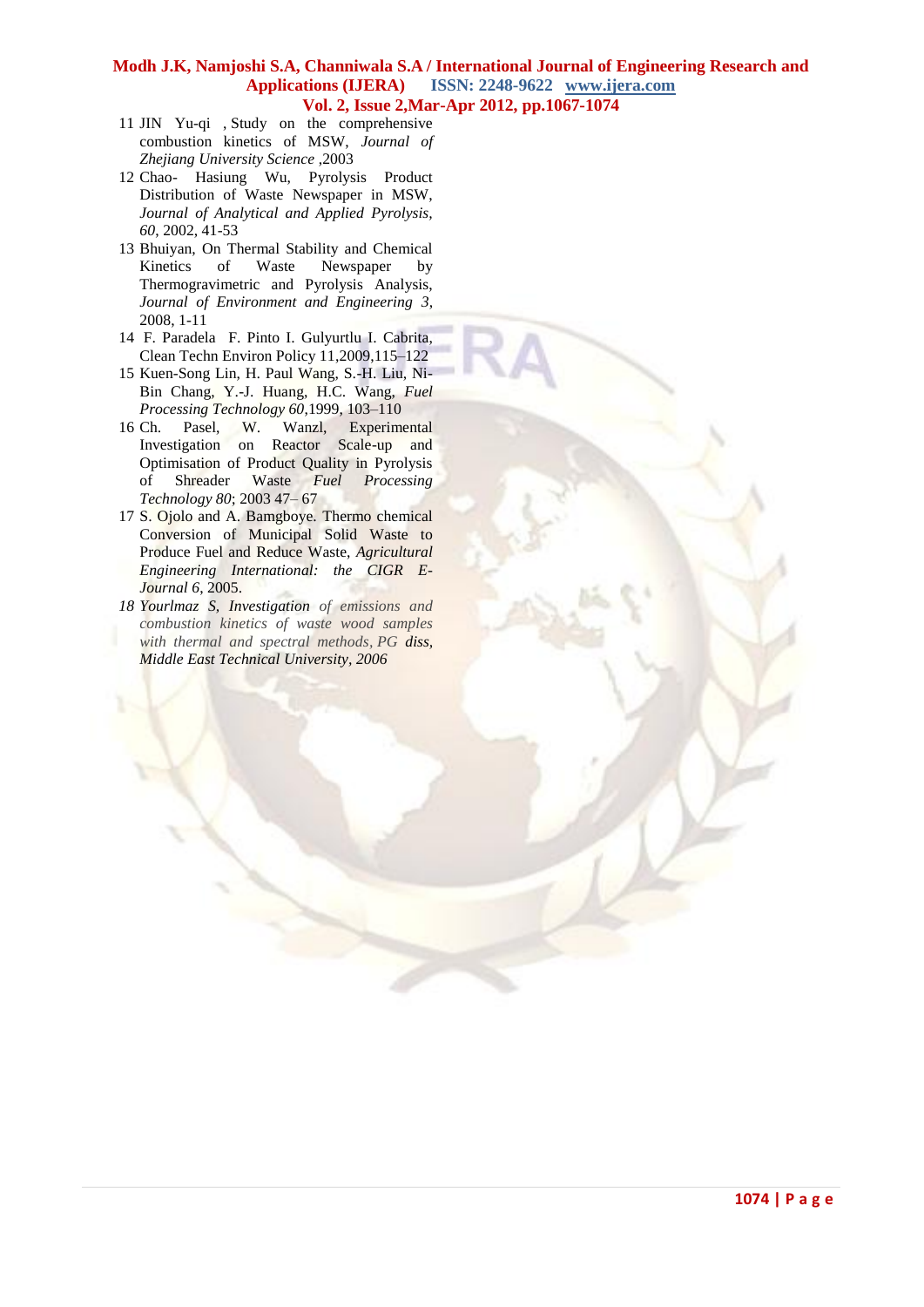11 JIN Yu-qi , Study on the comprehensive combustion kinetics of MSW, *Journal of Zhejiang University Science* ,2003

12 Chao- Hasiung Wu, Pyrolysis Product Distribution of Waste Newspaper in MSW, *Journal of Analytical and Applied Pyrolysis, 60*, 2002, 41-53

13 Bhuiyan, On Thermal Stability and Chemical Kinetics of Waste Newspaper by Thermogravimetric and Pyrolysis Analysis, *Journal of Environment and Engineering 3*, 2008, 1-11

14 F. Paradela F. Pinto I. Gulyurtlu I. Cabrita, Clean Techn Environ Policy 11,2009,115–122

15 Kuen-Song Lin, H. Paul Wang, S.-H. Liu, Ni-Bin Chang, Y.-J. Huang, H.C. Wang, *Fuel Processing Technology 60*,1999, 103–110

16 Ch. Pasel, W. Wanzl, Experimental Investigation on Reactor Scale-up and Optimisation of Product Quality in Pyrolysis of Shreader Waste *Fuel Processing Technology 80*; 2003 47– 67

17 S. Ojolo and A. Bamgboye. Thermo chemical Conversion of Municipal Solid Waste to Produce Fuel and Reduce Waste, *Agricultural Engineering International: the CIGR E-Journal 6*, 2005.

*18 Yourlmaz S, Investigation of emissions and combustion kinetics of waste wood samples with thermal and spectral methods, PG diss, Middle East Technical University, 2006*